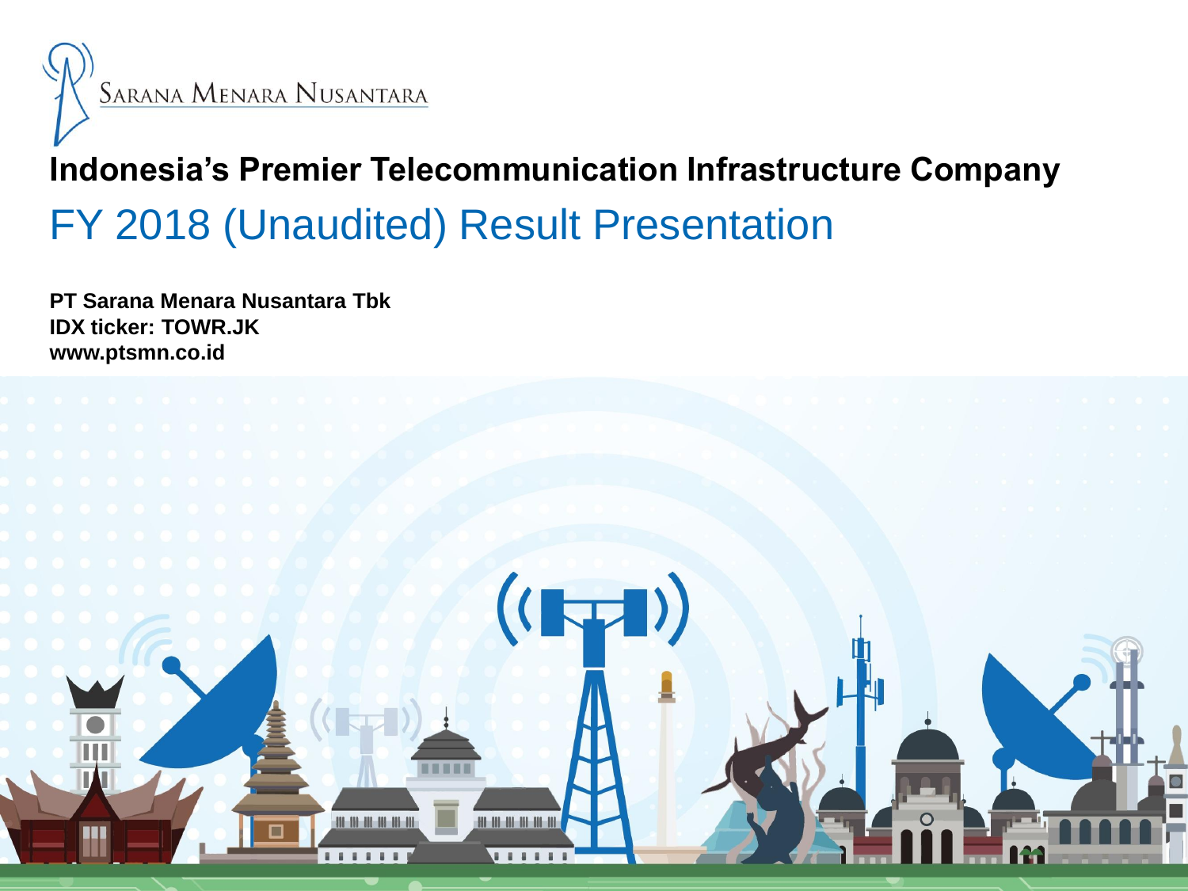Sarana Menara Nusantara

# Indonesia's Premier Telecommunication Infrastructure Company

## FY 2018 (Unaudited) Result Presentation

**PT Sarana Menara Nusantara Tbk**
**IDX ticker: TOWR.JK**
**www.ptsmn.co.id**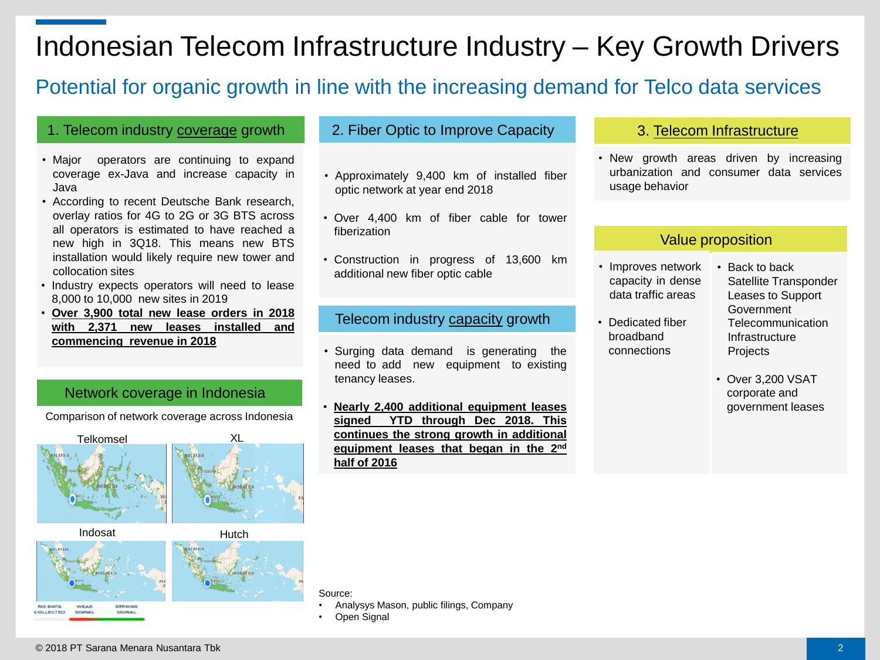# Indonesian Telecom Infrastructure Industry – Key Growth Drivers

## Potential for organic growth in line with the increasing demand for Telco data services

### 1. Telecom industry coverage growth

- Major operators are continuing to expand coverage ex-Java and increase capacity in Java
- According to recent Deutsche Bank research, overlay ratios for 4G to 2G or 3G BTS across all operators is estimated to have reached a new high in 3Q18. This means new BTS installation would likely require new tower and collocation sites
- Industry expects operators will need to lease 8,000 to 10,000 new sites in 2019
- **Over 3,900 total new lease orders in 2018 with 2,371 new leases installed and commencing revenue in 2018**

### Network coverage in Indonesia

Comparison of network coverage across Indonesia

Telkomsel

XL

Indosat

Hutch

NO DATA COLLECTED

WEAK SIGNAL

STRONG SIGNAL

### 2. Fiber Optic to Improve Capacity

- Approximately 9,400 km of installed fiber optic network at year end 2018
- Over 4,400 km of fiber cable for tower fiberization
- Construction in progress of 13,600 km additional new fiber optic cable

### Telecom industry capacity growth

- Surging data demand is generating the need to add new equipment to existing tenancy leases.
- **Nearly 2,400 additional equipment leases signed YTD through Dec 2018. This continues the strong growth in additional equipment leases that began in the 2nd half of 2016**

### 3. Telecom Infrastructure

- New growth areas driven by increasing urbanization and consumer data services usage behavior

### Value proposition

- Improves network capacity in dense data traffic areas
- Dedicated fiber broadband connections
- Back to back Satellite Transponder Leases to Support Government Telecommunication Infrastructure Projects
- Over 3,200 VSAT corporate and government leases

Source:
- Analysys Mason, public filings, Company
- Open Signal

© 2018 PT Sarana Menara Nusantara Tbk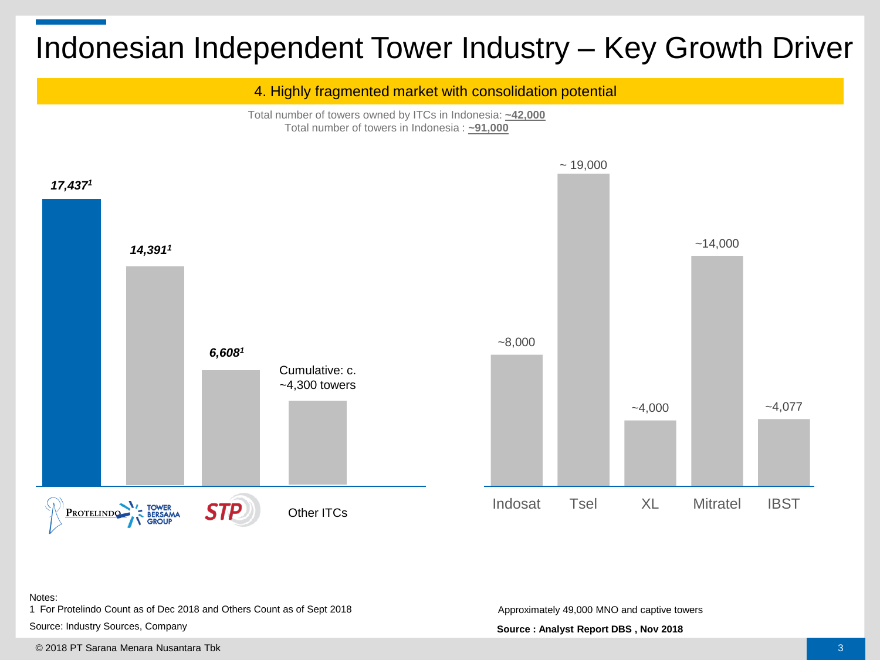# Indonesian Independent Tower Industry – Key Growth Driver

## 4. Highly fragmented market with consolidation potential

Total number of towers owned by ITCs in Indonesia: **~42,000**
Total number of towers in Indonesia : **~91,000**

***17,437*** [1]

***14,391*** [1]

***6,608*** [1]

Cumulative: c. ~4,300 towers

PROTELINDO

TOWER BERSAMA GROUP

STP

Other ITCs

~ 19,000

~14,000

~8,000

~4,000

~4,077

Indosat

Tsel

XL

Mitratel

IBST

Notes:
1 For Protelindo Count as of Dec 2018 and Others Count as of Sept 2018

Source: Industry Sources, Company

Approximately 49,000 MNO and captive towers

**Source : Analyst Report DBS , Nov 2018**

© 2018 PT Sarana Menara Nusantara Tbk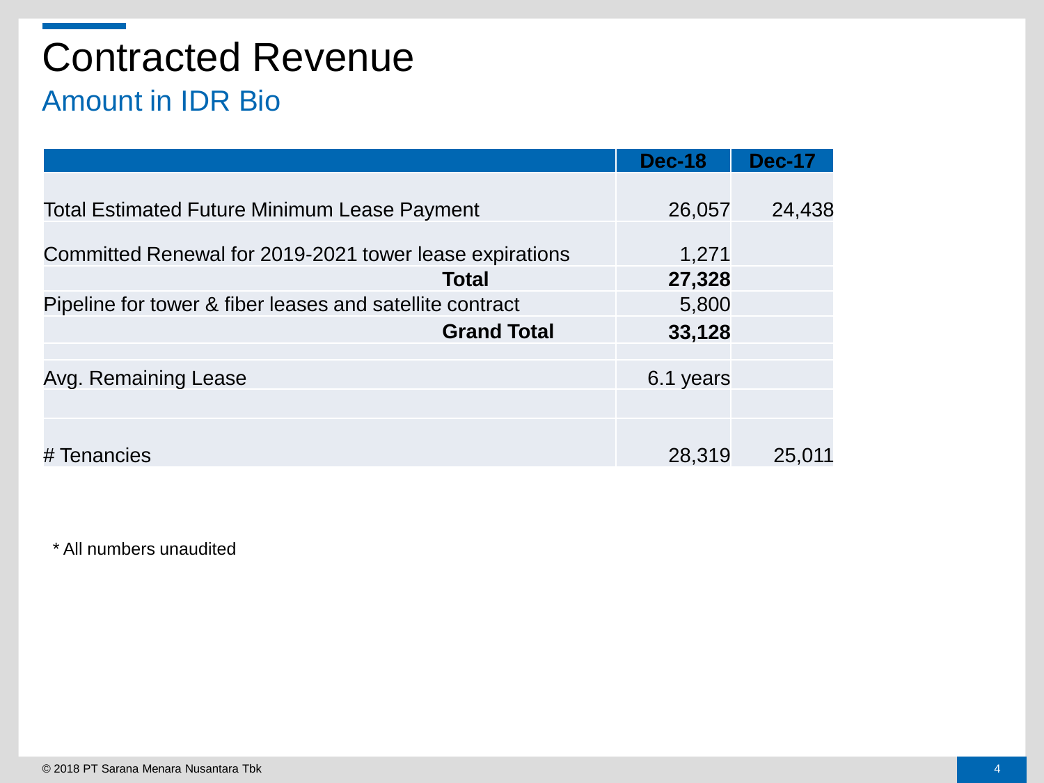# Contracted Revenue

## Amount in IDR Bio

| | Dec-18 | Dec-17 |
|---|---|---|
| Total Estimated Future Minimum Lease Payment | 26,057 | 24,438 |
| Committed Renewal for 2019-2021 tower lease expirations | 1,271 | |
| **Total** | **27,328** | |
| Pipeline for tower & fiber leases and satellite contract | 5,800 | |
| **Grand Total** | **33,128** | |
| | | |
| Avg. Remaining Lease | 6.1 years | |
| | | |
| # Tenancies | 28,319 | 25,011 |

* All numbers unaudited

© 2018 PT Sarana Menara Nusantara Tbk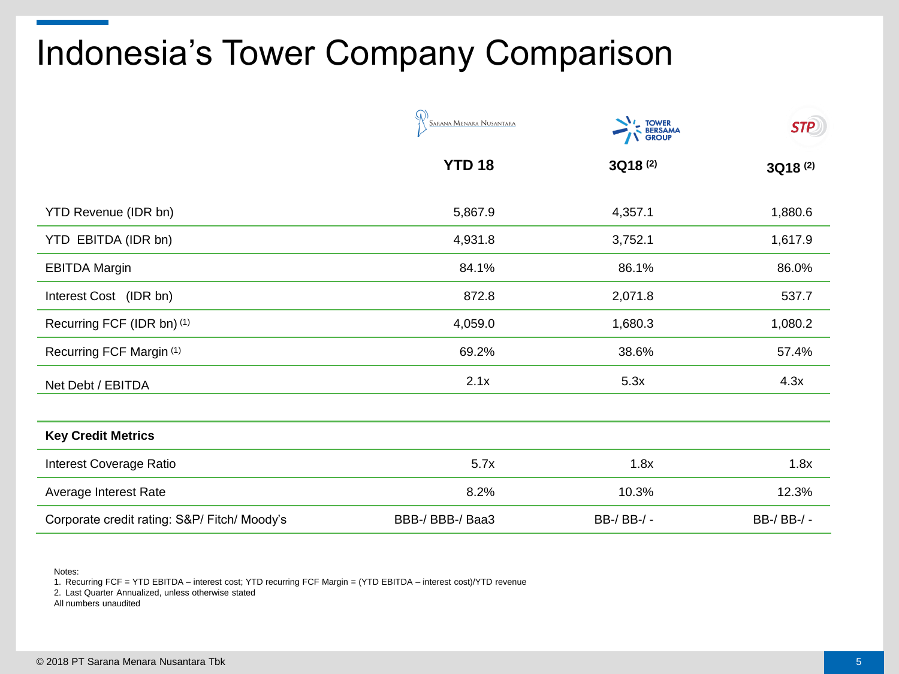# Indonesia's Tower Company Comparison

| | Sarana Menara Nusantara | Tower Bersama Group | STP |
|---|---|---|---|
| | **YTD 18** | **3Q18 (2)** | **3Q18 (2)** |
| YTD Revenue (IDR bn) | 5,867.9 | 4,357.1 | 1,880.6 |
| YTD EBITDA (IDR bn) | 4,931.8 | 3,752.1 | 1,617.9 |
| EBITDA Margin | 84.1% | 86.1% | 86.0% |
| Interest Cost (IDR bn) | 872.8 | 2,071.8 | 537.7 |
| Recurring FCF (IDR bn) (1) | 4,059.0 | 1,680.3 | 1,080.2 |
| Recurring FCF Margin (1) | 69.2% | 38.6% | 57.4% |
| Net Debt / EBITDA | 2.1x | 5.3x | 4.3x |
| | | | |
| **Key Credit Metrics** | | | |
| Interest Coverage Ratio | 5.7x | 1.8x | 1.8x |
| Average Interest Rate | 8.2% | 10.3% | 12.3% |
| Corporate credit rating: S&P/ Fitch/ Moody's | BBB-/ BBB-/ Baa3 | BB-/ BB-/ - | BB-/ BB-/ - |

Notes:

1. Recurring FCF = YTD EBITDA – interest cost; YTD recurring FCF Margin = (YTD EBITDA – interest cost)/YTD revenue
2. Last Quarter Annualized, unless otherwise stated

All numbers unaudited

© 2018 PT Sarana Menara Nusantara Tbk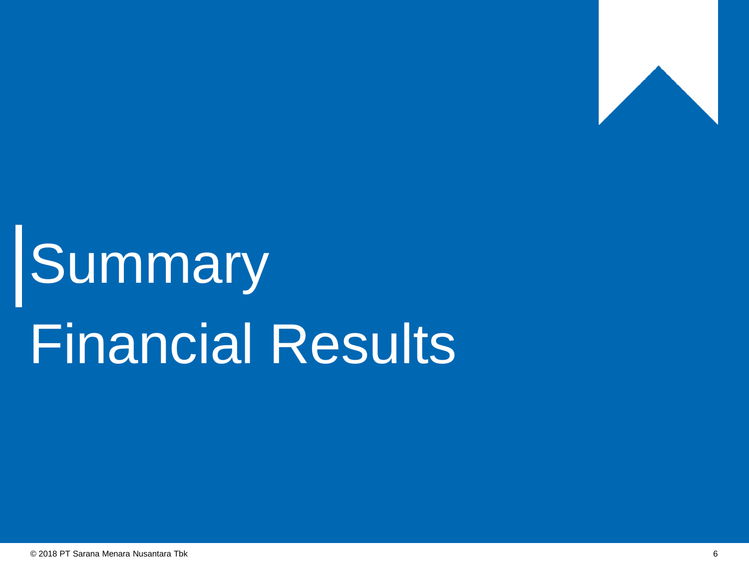# Summary

# Financial Results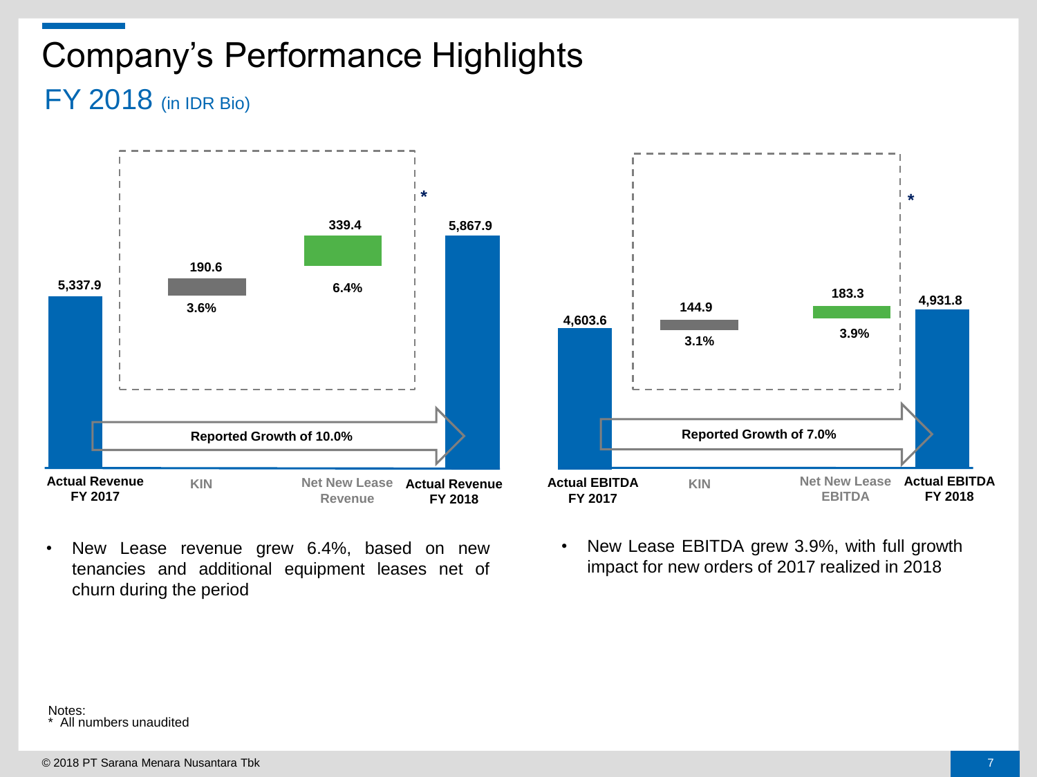# Company's Performance Highlights

## FY 2018 (in IDR Bio)

5,337.9
Actual Revenue FY 2017

190.6
3.6%
KIN

339.4
6.4%
Net New Lease Revenue

*

5,867.9
Actual Revenue FY 2018

Reported Growth of 10.0%

4,603.6
Actual EBITDA FY 2017

144.9
3.1%
KIN

183.3
3.9%
Net New Lease EBITDA

*

4,931.8
Actual EBITDA FY 2018

Reported Growth of 7.0%

- New Lease revenue grew 6.4%, based on new tenancies and additional equipment leases net of churn during the period

- New Lease EBITDA grew 3.9%, with full growth impact for new orders of 2017 realized in 2018

Notes:
\* All numbers unaudited

© 2018 PT Sarana Menara Nusantara Tbk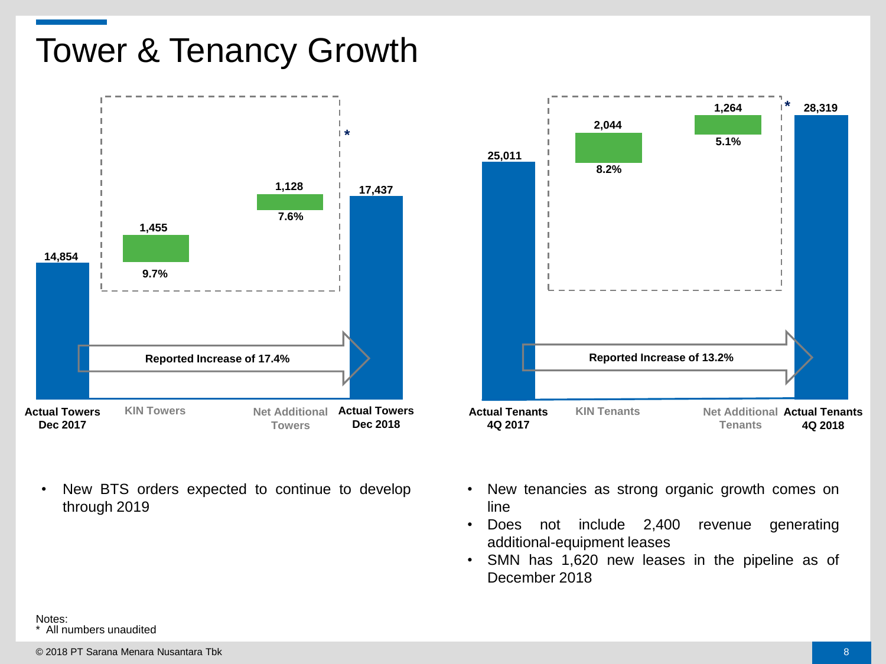# Tower & Tenancy Growth

| | Actual Towers Dec 2017 | KIN Towers | Net Additional Towers | Actual Towers Dec 2018 |
|---|---|---|---|---|
| Towers | 14,854 | 1,455 | 1,128 | 17,437 |
| % | | 9.7% | 7.6% | |

Reported Increase of 17.4%

| | Actual Tenants 4Q 2017 | KIN Tenants | Net Additional Tenants | Actual Tenants 4Q 2018 |
|---|---|---|---|---|
| Tenants | 25,011 | 2,044 | 1,264 | 28,319 |
| % | | 8.2% | 5.1% | |

Reported Increase of 13.2%

- New BTS orders expected to continue to develop through 2019

- New tenancies as strong organic growth comes on line
- Does not include 2,400 revenue generating additional-equipment leases
- SMN has 1,620 new leases in the pipeline as of December 2018

Notes:
* All numbers unaudited

© 2018 PT Sarana Menara Nusantara Tbk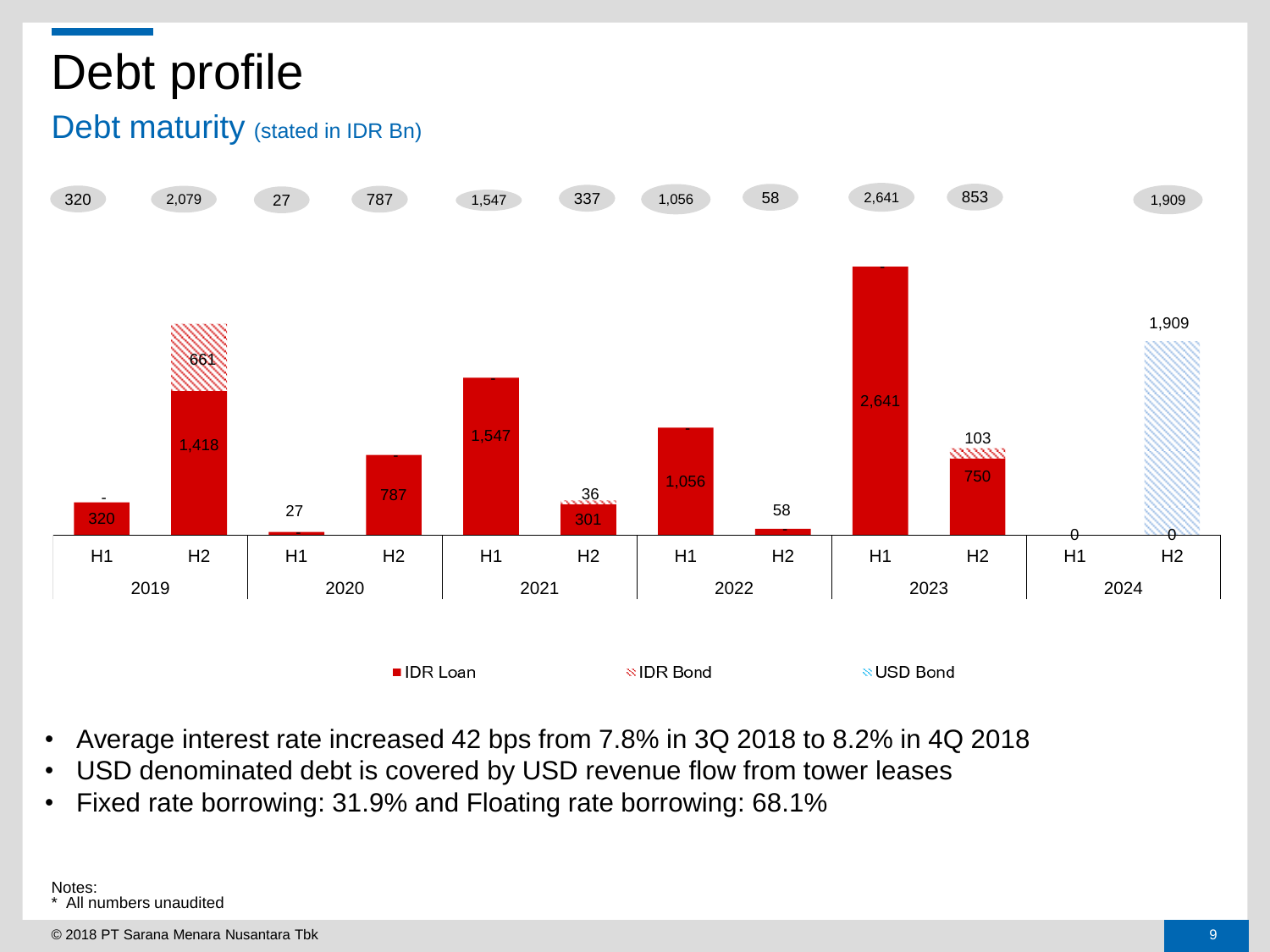# Debt profile

## Debt maturity (stated in IDR Bn)

320 2,079 27 787 1,547 337 1,056 58 2,641 853 1,909

320 - 1,418 661 27 787 1,547 301 36 1,056 58 2,641 750 103 0 0 1,909

H1 H2 H1 H2 H1 H2 H1 H2 H1 H2 H1 H2

2019 2020 2021 2022 2023 2024

IDR Loan IDR Bond USD Bond

- Average interest rate increased 42 bps from 7.8% in 3Q 2018 to 8.2% in 4Q 2018
- USD denominated debt is covered by USD revenue flow from tower leases
- Fixed rate borrowing: 31.9% and Floating rate borrowing: 68.1%

Notes:
* All numbers unaudited

© 2018 PT Sarana Menara Nusantara Tbk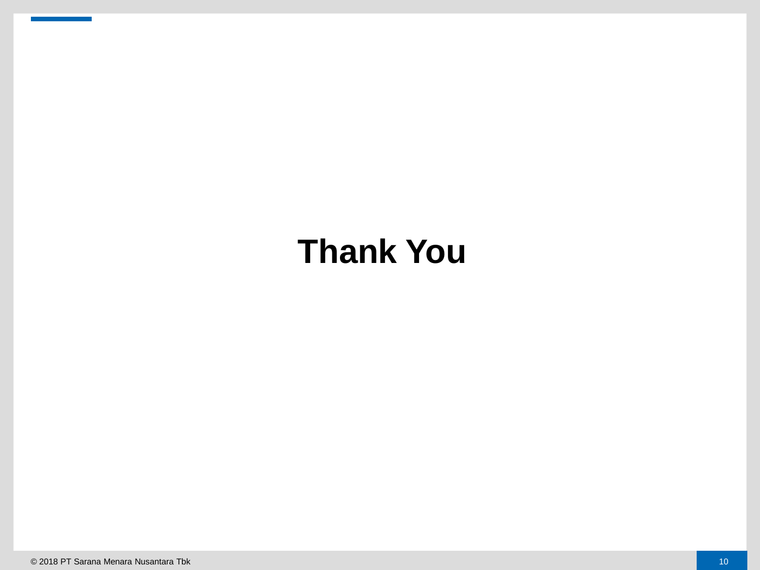# Thank You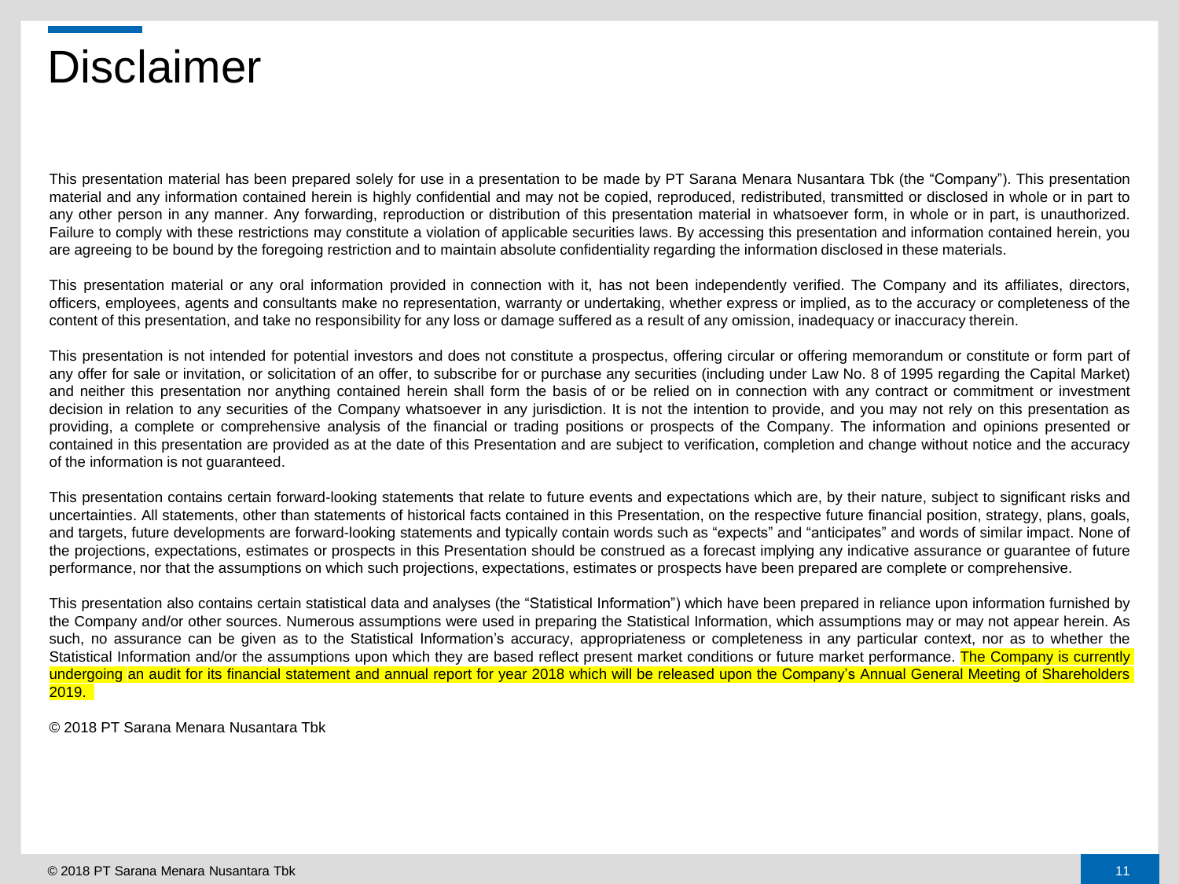# Disclaimer

This presentation material has been prepared solely for use in a presentation to be made by PT Sarana Menara Nusantara Tbk (the "Company"). This presentation material and any information contained herein is highly confidential and may not be copied, reproduced, redistributed, transmitted or disclosed in whole or in part to any other person in any manner. Any forwarding, reproduction or distribution of this presentation material in whatsoever form, in whole or in part, is unauthorized. Failure to comply with these restrictions may constitute a violation of applicable securities laws. By accessing this presentation and information contained herein, you are agreeing to be bound by the foregoing restriction and to maintain absolute confidentiality regarding the information disclosed in these materials.

This presentation material or any oral information provided in connection with it, has not been independently verified. The Company and its affiliates, directors, officers, employees, agents and consultants make no representation, warranty or undertaking, whether express or implied, as to the accuracy or completeness of the content of this presentation, and take no responsibility for any loss or damage suffered as a result of any omission, inadequacy or inaccuracy therein.

This presentation is not intended for potential investors and does not constitute a prospectus, offering circular or offering memorandum or constitute or form part of any offer for sale or invitation, or solicitation of an offer, to subscribe for or purchase any securities (including under Law No. 8 of 1995 regarding the Capital Market) and neither this presentation nor anything contained herein shall form the basis of or be relied on in connection with any contract or commitment or investment decision in relation to any securities of the Company whatsoever in any jurisdiction. It is not the intention to provide, and you may not rely on this presentation as providing, a complete or comprehensive analysis of the financial or trading positions or prospects of the Company. The information and opinions presented or contained in this presentation are provided as at the date of this Presentation and are subject to verification, completion and change without notice and the accuracy of the information is not guaranteed.

This presentation contains certain forward-looking statements that relate to future events and expectations which are, by their nature, subject to significant risks and uncertainties. All statements, other than statements of historical facts contained in this Presentation, on the respective future financial position, strategy, plans, goals, and targets, future developments are forward-looking statements and typically contain words such as "expects" and "anticipates" and words of similar impact. None of the projections, expectations, estimates or prospects in this Presentation should be construed as a forecast implying any indicative assurance or guarantee of future performance, nor that the assumptions on which such projections, expectations, estimates or prospects have been prepared are complete or comprehensive.

This presentation also contains certain statistical data and analyses (the "Statistical Information") which have been prepared in reliance upon information furnished by the Company and/or other sources. Numerous assumptions were used in preparing the Statistical Information, which assumptions may or may not appear herein. As such, no assurance can be given as to the Statistical Information's accuracy, appropriateness or completeness in any particular context, nor as to whether the Statistical Information and/or the assumptions upon which they are based reflect present market conditions or future market performance. The Company is currently undergoing an audit for its financial statement and annual report for year 2018 which will be released upon the Company's Annual General Meeting of Shareholders 2019.

© 2018 PT Sarana Menara Nusantara Tbk